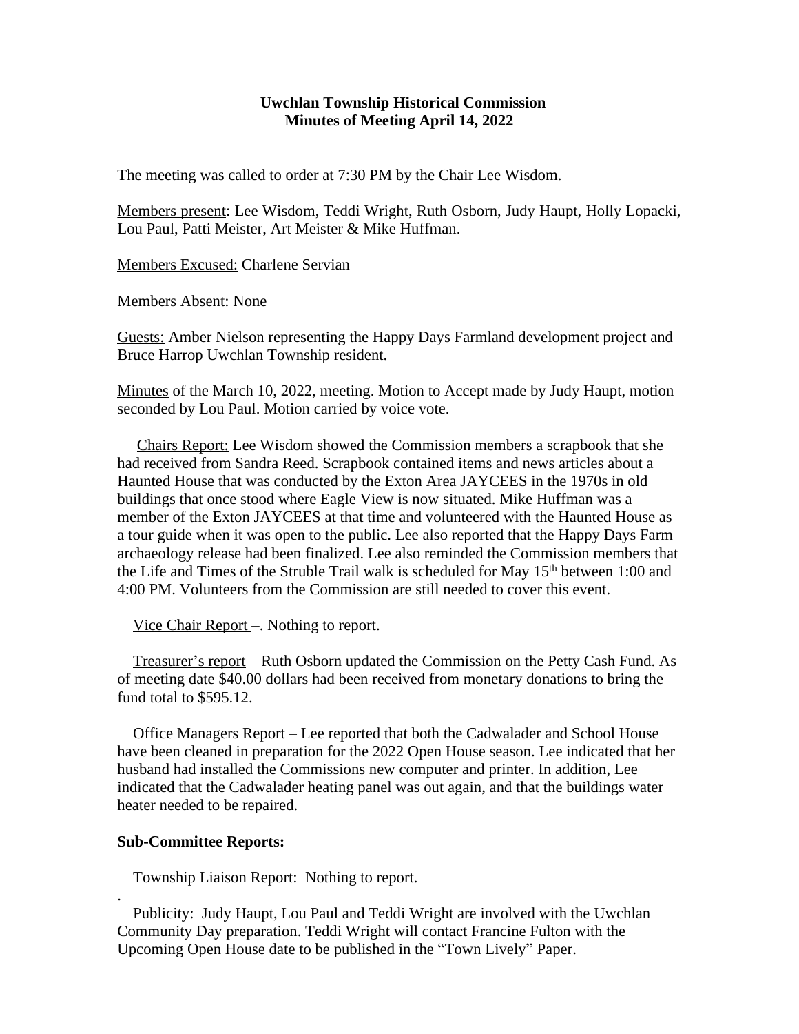**Uwchlan Township Historical Commission**
**Minutes of Meeting April 14, 2022**

The meeting was called to order at 7:30 PM by the Chair Lee Wisdom.

Members present: Lee Wisdom, Teddi Wright, Ruth Osborn, Judy Haupt, Holly Lopacki, Lou Paul, Patti Meister, Art Meister & Mike Huffman.

Members Excused: Charlene Servian

Members Absent: None

Guests: Amber Nielson representing the Happy Days Farmland development project and Bruce Harrop Uwchlan Township resident.

Minutes of the March 10, 2022, meeting. Motion to Accept made by Judy Haupt, motion seconded by Lou Paul. Motion carried by voice vote.

Chairs Report: Lee Wisdom showed the Commission members a scrapbook that she had received from Sandra Reed. Scrapbook contained items and news articles about a Haunted House that was conducted by the Exton Area JAYCEES in the 1970s in old buildings that once stood where Eagle View is now situated. Mike Huffman was a member of the Exton JAYCEES at that time and volunteered with the Haunted House as a tour guide when it was open to the public. Lee also reported that the Happy Days Farm archaeology release had been finalized. Lee also reminded the Commission members that the Life and Times of the Struble Trail walk is scheduled for May 15th between 1:00 and 4:00 PM. Volunteers from the Commission are still needed to cover this event.

Vice Chair Report –. Nothing to report.

Treasurer's report – Ruth Osborn updated the Commission on the Petty Cash Fund. As of meeting date $40.00 dollars had been received from monetary donations to bring the fund total to $595.12.

Office Managers Report – Lee reported that both the Cadwalader and School House have been cleaned in preparation for the 2022 Open House season. Lee indicated that her husband had installed the Commissions new computer and printer. In addition, Lee indicated that the Cadwalader heating panel was out again, and that the buildings water heater needed to be repaired.

**Sub-Committee Reports:**

Township Liaison Report: Nothing to report.

.

Publicity: Judy Haupt, Lou Paul and Teddi Wright are involved with the Uwchlan Community Day preparation. Teddi Wright will contact Francine Fulton with the Upcoming Open House date to be published in the "Town Lively" Paper.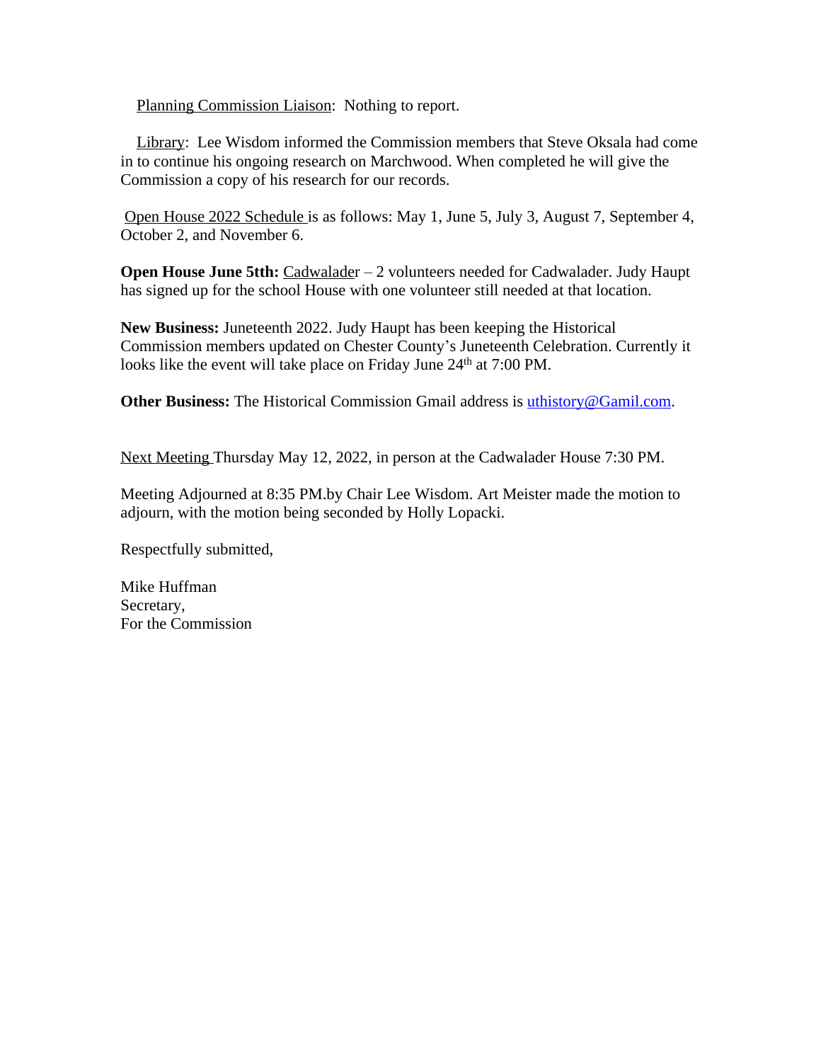Planning Commission Liaison: Nothing to report.

Library: Lee Wisdom informed the Commission members that Steve Oksala had come in to continue his ongoing research on Marchwood. When completed he will give the Commission a copy of his research for our records.

Open House 2022 Schedule is as follows: May 1, June 5, July 3, August 7, September 4, October 2, and November 6.

**Open House June 5tth:** Cadwalader – 2 volunteers needed for Cadwalader. Judy Haupt has signed up for the school House with one volunteer still needed at that location.

**New Business:** Juneteenth 2022. Judy Haupt has been keeping the Historical Commission members updated on Chester County's Juneteenth Celebration. Currently it looks like the event will take place on Friday June 24th at 7:00 PM.

**Other Business:** The Historical Commission Gmail address is uthistory@Gamil.com.

Next Meeting Thursday May 12, 2022, in person at the Cadwalader House 7:30 PM.

Meeting Adjourned at 8:35 PM.by Chair Lee Wisdom. Art Meister made the motion to adjourn, with the motion being seconded by Holly Lopacki.

Respectfully submitted,

Mike Huffman
Secretary,
For the Commission